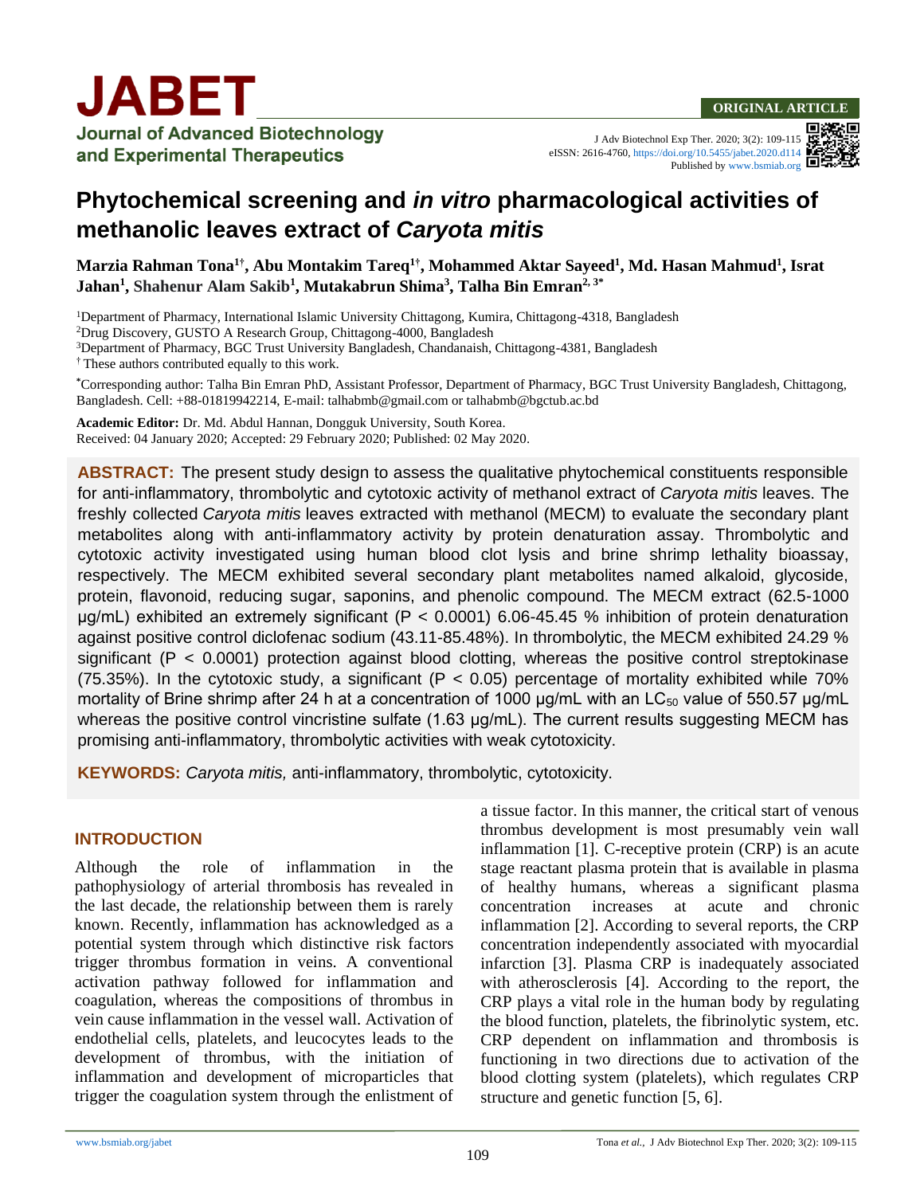JABET
Journal of Advanced Biotechnology and Experimental Therapeutics

ORIGINAL ARTICLE

J Adv Biotechnol Exp Ther. 2020; 3(2): 109-115
eISSN: 2616-4760, https://doi.org/10.5455/jabet.2020.d114
Published by www.bsmiab.org

# Phytochemical screening and *in vitro* pharmacological activities of methanolic leaves extract of *Caryota mitis*

**Marzia Rahman Tona[1†], Abu Montakim Tareq[1†], Mohammed Aktar Sayeed[1], Md. Hasan Mahmud[1], Israt Jahan[1], Shahenur Alam Sakib[1], Mutakabrun Shima[3], Talha Bin Emran[2, 3*]**

[1]Department of Pharmacy, International Islamic University Chittagong, Kumira, Chittagong-4318, Bangladesh
[2]Drug Discovery, GUSTO A Research Group, Chittagong-4000, Bangladesh
[3]Department of Pharmacy, BGC Trust University Bangladesh, Chandanaish, Chittagong-4381, Bangladesh
[†] These authors contributed equally to this work.

[*]Corresponding author: Talha Bin Emran PhD, Assistant Professor, Department of Pharmacy, BGC Trust University Bangladesh, Chittagong, Bangladesh. Cell: +88-01819942214, E-mail: talhabmb@gmail.com or talhabmb@bgctub.ac.bd

**Academic Editor:** Dr. Md. Abdul Hannan, Dongguk University, South Korea.
Received: 04 January 2020; Accepted: 29 February 2020; Published: 02 May 2020.

**ABSTRACT:** The present study design to assess the qualitative phytochemical constituents responsible for anti-inflammatory, thrombolytic and cytotoxic activity of methanol extract of *Caryota mitis* leaves. The freshly collected *Caryota mitis* leaves extracted with methanol (MECM) to evaluate the secondary plant metabolites along with anti-inflammatory activity by protein denaturation assay. Thrombolytic and cytotoxic activity investigated using human blood clot lysis and brine shrimp lethality bioassay, respectively. The MECM exhibited several secondary plant metabolites named alkaloid, glycoside, protein, flavonoid, reducing sugar, saponins, and phenolic compound. The MECM extract (62.5-1000 µg/mL) exhibited an extremely significant ($P < 0.0001$) 6.06-45.45 % inhibition of protein denaturation against positive control diclofenac sodium (43.11-85.48%). In thrombolytic, the MECM exhibited 24.29 % significant ($P < 0.0001$) protection against blood clotting, whereas the positive control streptokinase (75.35%). In the cytotoxic study, a significant ($P < 0.05$) percentage of mortality exhibited while 70% mortality of Brine shrimp after 24 h at a concentration of 1000 µg/mL with an $LC_{50}$ value of 550.57 µg/mL whereas the positive control vincristine sulfate (1.63 µg/mL). The current results suggesting MECM has promising anti-inflammatory, thrombolytic activities with weak cytotoxicity.

**KEYWORDS:** *Caryota mitis,* anti-inflammatory, thrombolytic, cytotoxicity.

## INTRODUCTION

Although the role of inflammation in the pathophysiology of arterial thrombosis has revealed in the last decade, the relationship between them is rarely known. Recently, inflammation has acknowledged as a potential system through which distinctive risk factors trigger thrombus formation in veins. A conventional activation pathway followed for inflammation and coagulation, whereas the compositions of thrombus in vein cause inflammation in the vessel wall. Activation of endothelial cells, platelets, and leucocytes leads to the development of thrombus, with the initiation of inflammation and development of microparticles that trigger the coagulation system through the enlistment of a tissue factor. In this manner, the critical start of venous thrombus development is most presumably vein wall inflammation [1]. C-receptive protein (CRP) is an acute stage reactant plasma protein that is available in plasma of healthy humans, whereas a significant plasma concentration increases at acute and chronic inflammation [2]. According to several reports, the CRP concentration independently associated with myocardial infarction [3]. Plasma CRP is inadequately associated with atherosclerosis [4]. According to the report, the CRP plays a vital role in the human body by regulating the blood function, platelets, the fibrinolytic system, etc. CRP dependent on inflammation and thrombosis is functioning in two directions due to activation of the blood clotting system (platelets), which regulates CRP structure and genetic function [5, 6].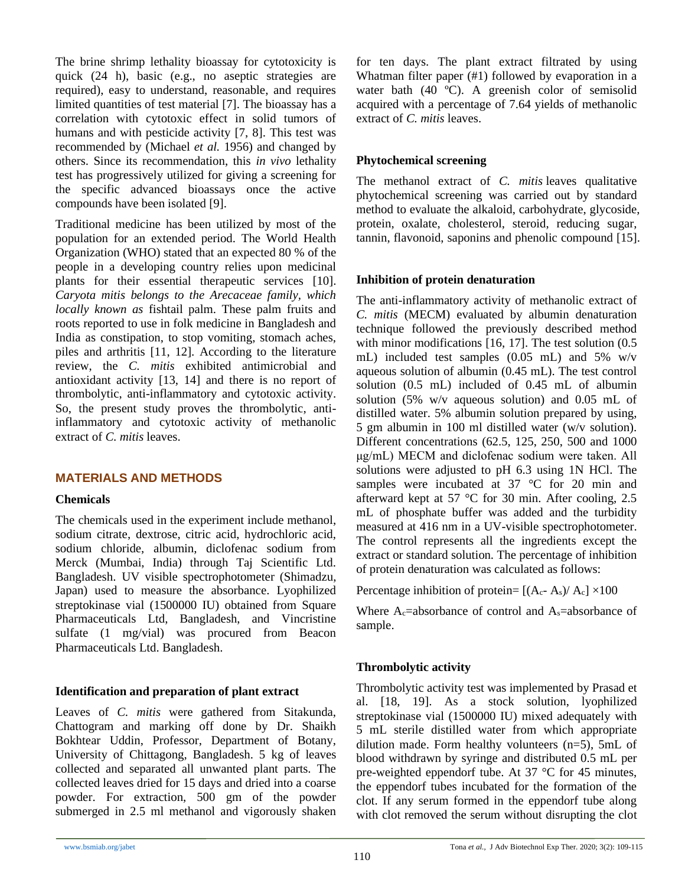The brine shrimp lethality bioassay for cytotoxicity is quick (24 h), basic (e.g., no aseptic strategies are required), easy to understand, reasonable, and requires limited quantities of test material [7]. The bioassay has a correlation with cytotoxic effect in solid tumors of humans and with pesticide activity [7, 8]. This test was recommended by (Michael *et al.* 1956) and changed by others. Since its recommendation, this *in vivo* lethality test has progressively utilized for giving a screening for the specific advanced bioassays once the active compounds have been isolated [9].

Traditional medicine has been utilized by most of the population for an extended period. The World Health Organization (WHO) stated that an expected 80 % of the people in a developing country relies upon medicinal plants for their essential therapeutic services [10]. *Caryota mitis belongs to the Arecaceae family, which locally known as* fishtail palm. These palm fruits and roots reported to use in folk medicine in Bangladesh and India as constipation, to stop vomiting, stomach aches, piles and arthritis [11, 12]. According to the literature review, the *C. mitis* exhibited antimicrobial and antioxidant activity [13, 14] and there is no report of thrombolytic, anti-inflammatory and cytotoxic activity. So, the present study proves the thrombolytic, anti-inflammatory and cytotoxic activity of methanolic extract of *C. mitis* leaves.

## MATERIALS AND METHODS

### Chemicals

The chemicals used in the experiment include methanol, sodium citrate, dextrose, citric acid, hydrochloric acid, sodium chloride, albumin, diclofenac sodium from Merck (Mumbai, India) through Taj Scientific Ltd. Bangladesh. UV visible spectrophotometer (Shimadzu, Japan) used to measure the absorbance. Lyophilized streptokinase vial (1500000 IU) obtained from Square Pharmaceuticals Ltd, Bangladesh, and Vincristine sulfate (1 mg/vial) was procured from Beacon Pharmaceuticals Ltd. Bangladesh.

### Identification and preparation of plant extract

Leaves of *C. mitis* were gathered from Sitakunda, Chattogram and marking off done by Dr. Shaikh Bokhtear Uddin, Professor, Department of Botany, University of Chittagong, Bangladesh. 5 kg of leaves collected and separated all unwanted plant parts. The collected leaves dried for 15 days and dried into a coarse powder. For extraction, 500 gm of the powder submerged in 2.5 ml methanol and vigorously shaken for ten days. The plant extract filtrated by using Whatman filter paper (#1) followed by evaporation in a water bath (40 ºC). A greenish color of semisolid acquired with a percentage of 7.64 yields of methanolic extract of *C. mitis* leaves.

### Phytochemical screening

The methanol extract of *C. mitis* leaves qualitative phytochemical screening was carried out by standard method to evaluate the alkaloid, carbohydrate, glycoside, protein, oxalate, cholesterol, steroid, reducing sugar, tannin, flavonoid, saponins and phenolic compound [15].

### Inhibition of protein denaturation

The anti-inflammatory activity of methanolic extract of *C. mitis* (MECM) evaluated by albumin denaturation technique followed the previously described method with minor modifications [16, 17]. The test solution (0.5 mL) included test samples (0.05 mL) and 5% w/v aqueous solution of albumin (0.45 mL). The test control solution (0.5 mL) included of 0.45 mL of albumin solution (5% w/v aqueous solution) and 0.05 mL of distilled water. 5% albumin solution prepared by using, 5 gm albumin in 100 ml distilled water (w/v solution). Different concentrations (62.5, 125, 250, 500 and 1000 μg/mL) MECM and diclofenac sodium were taken. All solutions were adjusted to pH 6.3 using 1N HCl. The samples were incubated at 37 °C for 20 min and afterward kept at 57 °C for 30 min. After cooling, 2.5 mL of phosphate buffer was added and the turbidity measured at 416 nm in a UV-visible spectrophotometer. The control represents all the ingredients except the extract or standard solution. The percentage of inhibition of protein denaturation was calculated as follows:

Percentage inhibition of protein= $[(A_c - A_s)/ A_c] \times 100$

Where $A_c$=absorbance of control and $A_s$=absorbance of sample.

### Thrombolytic activity

Thrombolytic activity test was implemented by Prasad et al. [18, 19]. As a stock solution, lyophilized streptokinase vial (1500000 IU) mixed adequately with 5 mL sterile distilled water from which appropriate dilution made. Form healthy volunteers (n=5), 5mL of blood withdrawn by syringe and distributed 0.5 mL per pre-weighted eppendorf tube. At 37 °C for 45 minutes, the eppendorf tubes incubated for the formation of the clot. If any serum formed in the eppendorf tube along with clot removed the serum without disrupting the clot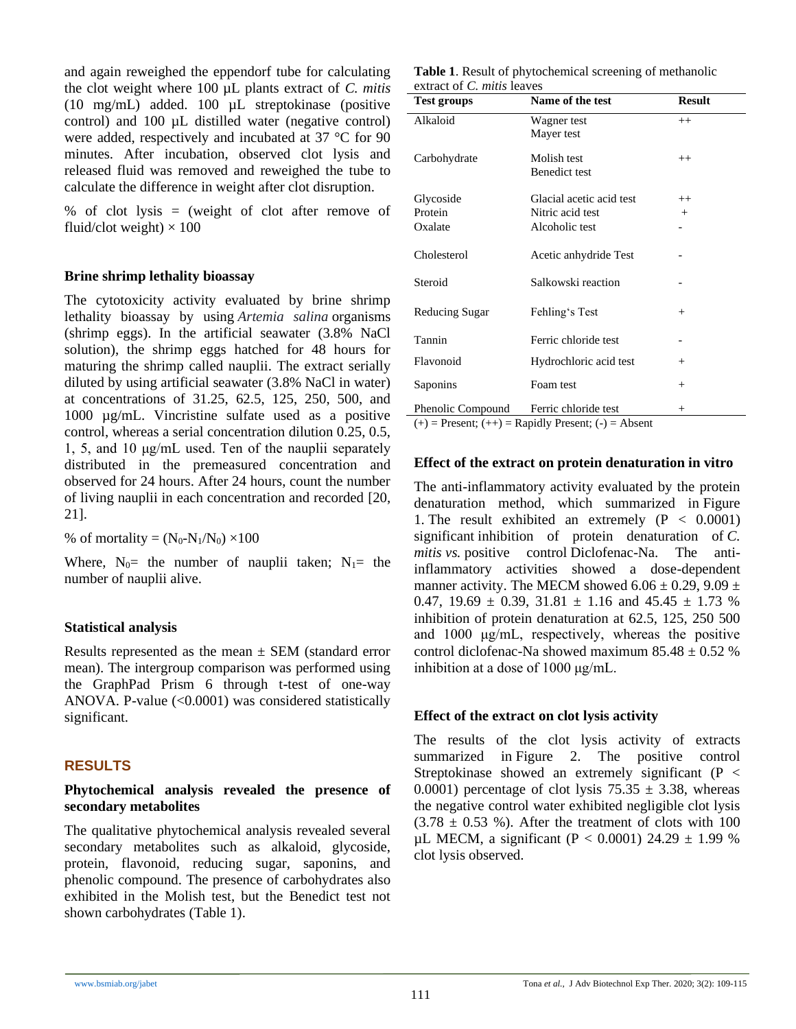and again reweighed the eppendorf tube for calculating the clot weight where 100 µL plants extract of *C. mitis* (10 mg/mL) added. 100 µL streptokinase (positive control) and 100 µL distilled water (negative control) were added, respectively and incubated at 37 °C for 90 minutes. After incubation, observed clot lysis and released fluid was removed and reweighed the tube to calculate the difference in weight after clot disruption.

% of clot lysis = (weight of clot after remove of fluid/clot weight) × 100

### Brine shrimp lethality bioassay

The cytotoxicity activity evaluated by brine shrimp lethality bioassay by using *Artemia salina* organisms (shrimp eggs). In the artificial seawater (3.8% NaCl solution), the shrimp eggs hatched for 48 hours for maturing the shrimp called nauplii. The extract serially diluted by using artificial seawater (3.8% NaCl in water) at concentrations of 31.25, 62.5, 125, 250, 500, and 1000 µg/mL. Vincristine sulfate used as a positive control, whereas a serial concentration dilution 0.25, 0.5, 1, 5, and 10 µg/mL used. Ten of the nauplii separately distributed in the premeasured concentration and observed for 24 hours. After 24 hours, count the number of living nauplii in each concentration and recorded [20, 21].

% of mortality = $(N_0 - N_1/N_0) \times 100$

Where, $N_0$= the number of nauplii taken; $N_1$= the number of nauplii alive.

### Statistical analysis

Results represented as the mean ± SEM (standard error mean). The intergroup comparison was performed using the GraphPad Prism 6 through t-test of one-way ANOVA. P-value (<0.0001) was considered statistically significant.

## RESULTS

### Phytochemical analysis revealed the presence of secondary metabolites

The qualitative phytochemical analysis revealed several secondary metabolites such as alkaloid, glycoside, protein, flavonoid, reducing sugar, saponins, and phenolic compound. The presence of carbohydrates also exhibited in the Molish test, but the Benedict test not shown carbohydrates (Table 1).

**Table 1**. Result of phytochemical screening of methanolic extract of *C. mitis* leaves

| Test groups | Name of the test | Result |
|---|---|---|
| Alkaloid | Wagner test<br>Mayer test | ++ |
| Carbohydrate | Molish test<br>Benedict test | ++ |
| Glycoside | Glacial acetic acid test | ++ |
| Protein | Nitric acid test | + |
| Oxalate | Alcoholic test | - |
| Cholesterol | Acetic anhydride Test | - |
| Steroid | Salkowski reaction | - |
| Reducing Sugar | Fehling's Test | + |
| Tannin | Ferric chloride test | - |
| Flavonoid | Hydrochloric acid test | + |
| Saponins | Foam test | + |
| Phenolic Compound | Ferric chloride test | + |

(+) = Present; (++) = Rapidly Present; (-) = Absent

### Effect of the extract on protein denaturation in vitro

The anti-inflammatory activity evaluated by the protein denaturation method, which summarized in Figure 1. The result exhibited an extremely ($P < 0.0001$) significant inhibition of protein denaturation of *C. mitis vs.* positive control Diclofenac-Na. The anti-inflammatory activities showed a dose-dependent manner activity. The MECM showed 6.06 ± 0.29, 9.09 ± 0.47, 19.69 ± 0.39, 31.81 ± 1.16 and 45.45 ± 1.73 % inhibition of protein denaturation at 62.5, 125, 250 500 and 1000 µg/mL, respectively, whereas the positive control diclofenac-Na showed maximum 85.48 ± 0.52 % inhibition at a dose of 1000 µg/mL.

### Effect of the extract on clot lysis activity

The results of the clot lysis activity of extracts summarized in Figure 2. The positive control Streptokinase showed an extremely significant ($P < 0.0001$) percentage of clot lysis 75.35 ± 3.38, whereas the negative control water exhibited negligible clot lysis (3.78 ± 0.53 %). After the treatment of clots with 100 µL MECM, a significant ($P < 0.0001$) 24.29 ± 1.99 % clot lysis observed.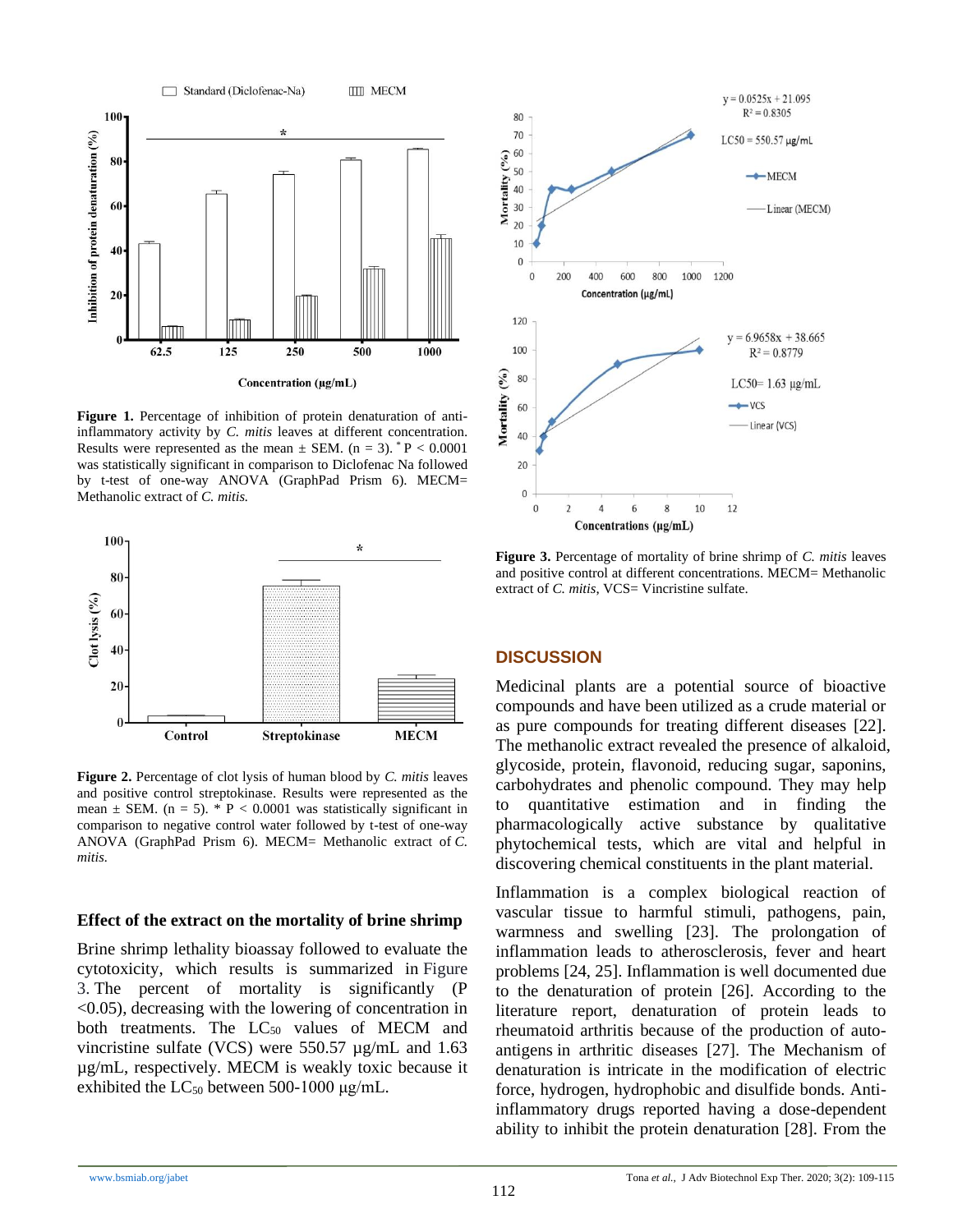Standard (Diclofenac-Na)

MECM

Inhibition of protein denaturation (%)

100

80

60

40

20

0

*

62.5

125

250

500

1000

Concentration (µg/mL)

**Figure 1.** Percentage of inhibition of protein denaturation of anti-inflammatory activity by *C. mitis* leaves at different concentration. Results were represented as the mean ± SEM. (n = 3). * P < 0.0001 was statistically significant in comparison to Diclofenac Na followed by t-test of one-way ANOVA (GraphPad Prism 6). MECM= Methanolic extract of *C. mitis.*

Clot lysis (%)

100

80

60

40

20

0

*

Control

Streptokinase

MECM

**Figure 2.** Percentage of clot lysis of human blood by *C. mitis* leaves and positive control streptokinase. Results were represented as the mean ± SEM. (n = 5). * P < 0.0001 was statistically significant in comparison to negative control water followed by t-test of one-way ANOVA (GraphPad Prism 6). MECM= Methanolic extract of *C. mitis.*

### Effect of the extract on the mortality of brine shrimp

Brine shrimp lethality bioassay followed to evaluate the cytotoxicity, which results is summarized in Figure 3. The percent of mortality is significantly (P <0.05), decreasing with the lowering of concentration in both treatments. The $LC_{50}$ values of MECM and vincristine sulfate (VCS) were 550.57 µg/mL and 1.63 µg/mL, respectively. MECM is weakly toxic because it exhibited the $LC_{50}$ between 500-1000 µg/mL.

y = 0.0525x + 21.095

$R^2$ = 0.8305

LC50 = 550.57 µg/mL

MECM

Linear (MECM)

Mortality (%)

80

70

60

50

40

30

20

10

0

0

200

400

600

800

1000

1200

Concentration (µg/mL)

y = 6.9658x + 38.665

$R^2$ = 0.8779

LC50= 1.63 µg/mL

VCS

Linear (VCS)

Mortality (%)

120

100

80

60

40

20

0

0

2

4

6

8

10

12

Concentrations (µg/mL)

**Figure 3.** Percentage of mortality of brine shrimp of *C. mitis* leaves and positive control at different concentrations. MECM= Methanolic extract of *C. mitis*, VCS= Vincristine sulfate.

## DISCUSSION

Medicinal plants are a potential source of bioactive compounds and have been utilized as a crude material or as pure compounds for treating different diseases [22]. The methanolic extract revealed the presence of alkaloid, glycoside, protein, flavonoid, reducing sugar, saponins, carbohydrates and phenolic compound. They may help to quantitative estimation and in finding the pharmacologically active substance by qualitative phytochemical tests, which are vital and helpful in discovering chemical constituents in the plant material.

Inflammation is a complex biological reaction of vascular tissue to harmful stimuli, pathogens, pain, warmness and swelling [23]. The prolongation of inflammation leads to atherosclerosis, fever and heart problems [24, 25]. Inflammation is well documented due to the denaturation of protein [26]. According to the literature report, denaturation of protein leads to rheumatoid arthritis because of the production of auto-antigens in arthritic diseases [27]. The Mechanism of denaturation is intricate in the modification of electric force, hydrogen, hydrophobic and disulfide bonds. Anti-inflammatory drugs reported having a dose-dependent ability to inhibit the protein denaturation [28]. From the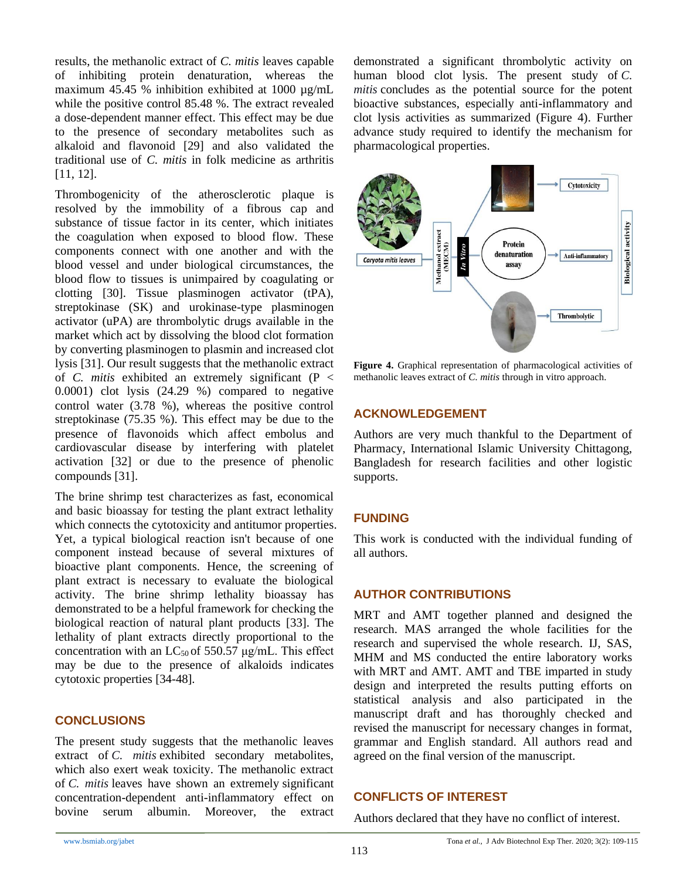results, the methanolic extract of *C. mitis* leaves capable of inhibiting protein denaturation, whereas the maximum 45.45 % inhibition exhibited at 1000 µg/mL while the positive control 85.48 %. The extract revealed a dose-dependent manner effect. This effect may be due to the presence of secondary metabolites such as alkaloid and flavonoid [29] and also validated the traditional use of *C. mitis* in folk medicine as arthritis [11, 12].

Thrombogenicity of the atherosclerotic plaque is resolved by the immobility of a fibrous cap and substance of tissue factor in its center, which initiates the coagulation when exposed to blood flow. These components connect with one another and with the blood vessel and under biological circumstances, the blood flow to tissues is unimpaired by coagulating or clotting [30]. Tissue plasminogen activator (tPA), streptokinase (SK) and urokinase-type plasminogen activator (uPA) are thrombolytic drugs available in the market which act by dissolving the blood clot formation by converting plasminogen to plasmin and increased clot lysis [31]. Our result suggests that the methanolic extract of *C. mitis* exhibited an extremely significant ($P < 0.0001$) clot lysis (24.29 %) compared to negative control water (3.78 %), whereas the positive control streptokinase (75.35 %). This effect may be due to the presence of flavonoids which affect embolus and cardiovascular disease by interfering with platelet activation [32] or due to the presence of phenolic compounds [31].

The brine shrimp test characterizes as fast, economical and basic bioassay for testing the plant extract lethality which connects the cytotoxicity and antitumor properties. Yet, a typical biological reaction isn't because of one component instead because of several mixtures of bioactive plant components. Hence, the screening of plant extract is necessary to evaluate the biological activity. The brine shrimp lethality bioassay has demonstrated to be a helpful framework for checking the biological reaction of natural plant products [33]. The lethality of plant extracts directly proportional to the concentration with an $LC_{50}$ of 550.57 µg/mL. This effect may be due to the presence of alkaloids indicates cytotoxic properties [34-48].

## CONCLUSIONS

The present study suggests that the methanolic leaves extract of *C. mitis* exhibited secondary metabolites, which also exert weak toxicity. The methanolic extract of *C. mitis* leaves have shown an extremely significant concentration-dependent anti-inflammatory effect on bovine serum albumin. Moreover, the extract demonstrated a significant thrombolytic activity on human blood clot lysis. The present study of *C. mitis* concludes as the potential source for the potent bioactive substances, especially anti-inflammatory and clot lysis activities as summarized (Figure 4). Further advance study required to identify the mechanism for pharmacological properties.

**Figure 4.** Graphical representation of pharmacological activities of methanolic leaves extract of *C. mitis* through in vitro approach.

## ACKNOWLEDGEMENT

Authors are very much thankful to the Department of Pharmacy, International Islamic University Chittagong, Bangladesh for research facilities and other logistic supports.

## FUNDING

This work is conducted with the individual funding of all authors.

## AUTHOR CONTRIBUTIONS

MRT and AMT together planned and designed the research. MAS arranged the whole facilities for the research and supervised the whole research. IJ, SAS, MHM and MS conducted the entire laboratory works with MRT and AMT. AMT and TBE imparted in study design and interpreted the results putting efforts on statistical analysis and also participated in the manuscript draft and has thoroughly checked and revised the manuscript for necessary changes in format, grammar and English standard. All authors read and agreed on the final version of the manuscript.

## CONFLICTS OF INTEREST

Authors declared that they have no conflict of interest.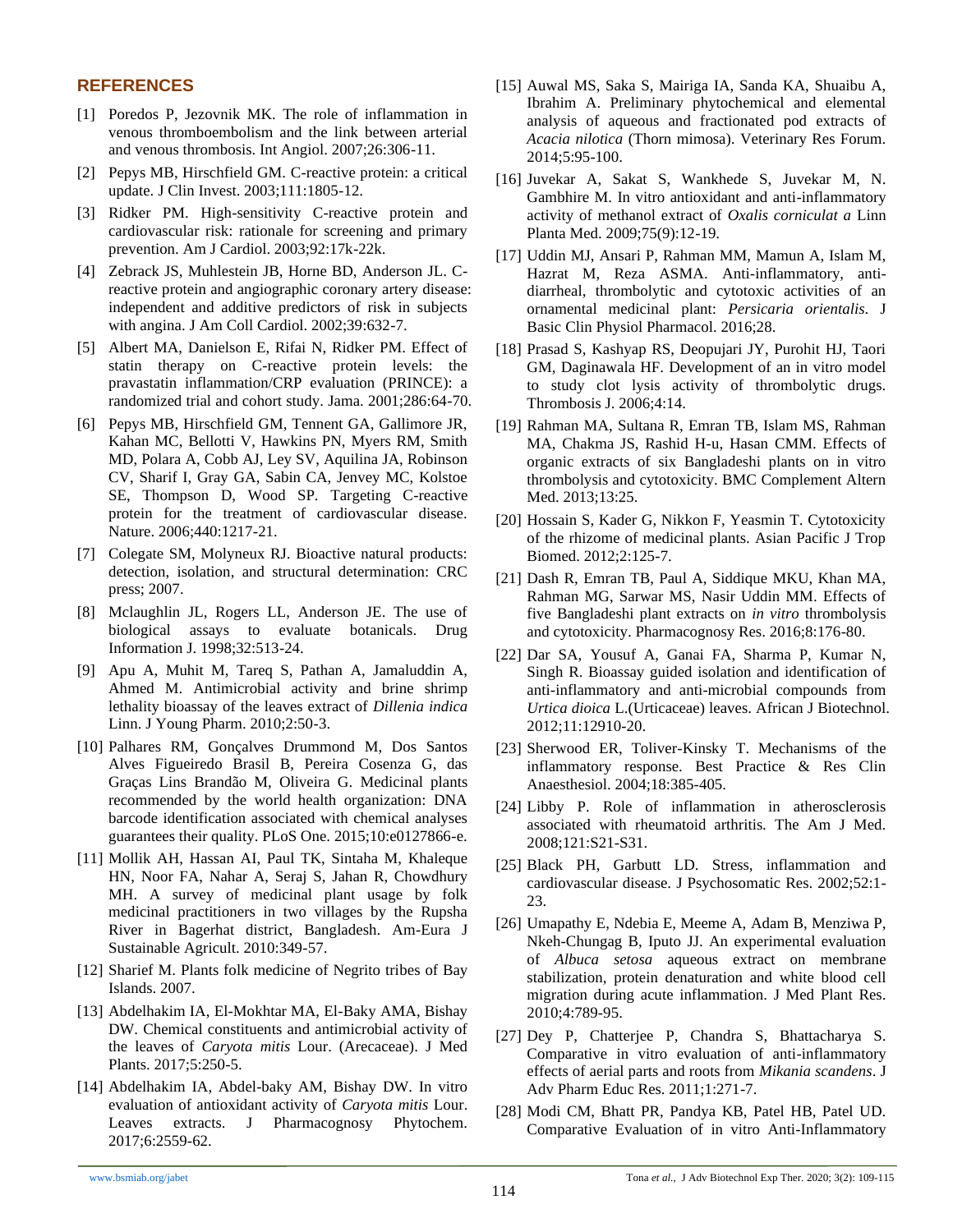## REFERENCES

[1] Poredos P, Jezovnik MK. The role of inflammation in venous thromboembolism and the link between arterial and venous thrombosis. Int Angiol. 2007;26:306-11.

[2] Pepys MB, Hirschfield GM. C-reactive protein: a critical update. J Clin Invest. 2003;111:1805-12.

[3] Ridker PM. High-sensitivity C-reactive protein and cardiovascular risk: rationale for screening and primary prevention. Am J Cardiol. 2003;92:17k-22k.

[4] Zebrack JS, Muhlestein JB, Horne BD, Anderson JL. C-reactive protein and angiographic coronary artery disease: independent and additive predictors of risk in subjects with angina. J Am Coll Cardiol. 2002;39:632-7.

[5] Albert MA, Danielson E, Rifai N, Ridker PM. Effect of statin therapy on C-reactive protein levels: the pravastatin inflammation/CRP evaluation (PRINCE): a randomized trial and cohort study. Jama. 2001;286:64-70.

[6] Pepys MB, Hirschfield GM, Tennent GA, Gallimore JR, Kahan MC, Bellotti V, Hawkins PN, Myers RM, Smith MD, Polara A, Cobb AJ, Ley SV, Aquilina JA, Robinson CV, Sharif I, Gray GA, Sabin CA, Jenvey MC, Kolstoe SE, Thompson D, Wood SP. Targeting C-reactive protein for the treatment of cardiovascular disease. Nature. 2006;440:1217-21.

[7] Colegate SM, Molyneux RJ. Bioactive natural products: detection, isolation, and structural determination: CRC press; 2007.

[8] Mclaughlin JL, Rogers LL, Anderson JE. The use of biological assays to evaluate botanicals. Drug Information J. 1998;32:513-24.

[9] Apu A, Muhit M, Tareq S, Pathan A, Jamaluddin A, Ahmed M. Antimicrobial activity and brine shrimp lethality bioassay of the leaves extract of *Dillenia indica* Linn. J Young Pharm. 2010;2:50-3.

[10] Palhares RM, Gonçalves Drummond M, Dos Santos Alves Figueiredo Brasil B, Pereira Cosenza G, das Graças Lins Brandão M, Oliveira G. Medicinal plants recommended by the world health organization: DNA barcode identification associated with chemical analyses guarantees their quality. PLoS One. 2015;10:e0127866-e.

[11] Mollik AH, Hassan AI, Paul TK, Sintaha M, Khaleque HN, Noor FA, Nahar A, Seraj S, Jahan R, Chowdhury MH. A survey of medicinal plant usage by folk medicinal practitioners in two villages by the Rupsha River in Bagerhat district, Bangladesh. Am-Eura J Sustainable Agricult. 2010:349-57.

[12] Sharief M. Plants folk medicine of Negrito tribes of Bay Islands. 2007.

[13] Abdelhakim IA, El-Mokhtar MA, El-Baky AMA, Bishay DW. Chemical constituents and antimicrobial activity of the leaves of *Caryota mitis* Lour. (Arecaceae). J Med Plants. 2017;5:250-5.

[14] Abdelhakim IA, Abdel-baky AM, Bishay DW. In vitro evaluation of antioxidant activity of *Caryota mitis* Lour. Leaves extracts. J Pharmacognosy Phytochem. 2017;6:2559-62.

[15] Auwal MS, Saka S, Mairiga IA, Sanda KA, Shuaibu A, Ibrahim A. Preliminary phytochemical and elemental analysis of aqueous and fractionated pod extracts of *Acacia nilotica* (Thorn mimosa). Veterinary Res Forum. 2014;5:95-100.

[16] Juvekar A, Sakat S, Wankhede S, Juvekar M, N. Gambhire M. In vitro antioxidant and anti-inflammatory activity of methanol extract of *Oxalis corniculat a* Linn Planta Med. 2009;75(9):12-19.

[17] Uddin MJ, Ansari P, Rahman MM, Mamun A, Islam M, Hazrat M, Reza ASMA. Anti-inflammatory, anti-diarrheal, thrombolytic and cytotoxic activities of an ornamental medicinal plant: *Persicaria orientalis*. J Basic Clin Physiol Pharmacol. 2016;28.

[18] Prasad S, Kashyap RS, Deopujari JY, Purohit HJ, Taori GM, Daginawala HF. Development of an in vitro model to study clot lysis activity of thrombolytic drugs. Thrombosis J. 2006;4:14.

[19] Rahman MA, Sultana R, Emran TB, Islam MS, Rahman MA, Chakma JS, Rashid H-u, Hasan CMM. Effects of organic extracts of six Bangladeshi plants on in vitro thrombolysis and cytotoxicity. BMC Complement Altern Med. 2013;13:25.

[20] Hossain S, Kader G, Nikkon F, Yeasmin T. Cytotoxicity of the rhizome of medicinal plants. Asian Pacific J Trop Biomed. 2012;2:125-7.

[21] Dash R, Emran TB, Paul A, Siddique MKU, Khan MA, Rahman MG, Sarwar MS, Nasir Uddin MM. Effects of five Bangladeshi plant extracts on *in vitro* thrombolysis and cytotoxicity. Pharmacognosy Res. 2016;8:176-80.

[22] Dar SA, Yousuf A, Ganai FA, Sharma P, Kumar N, Singh R. Bioassay guided isolation and identification of anti-inflammatory and anti-microbial compounds from *Urtica dioica* L.(Urticaceae) leaves. African J Biotechnol. 2012;11:12910-20.

[23] Sherwood ER, Toliver-Kinsky T. Mechanisms of the inflammatory response. Best Practice & Res Clin Anaesthesiol. 2004;18:385-405.

[24] Libby P. Role of inflammation in atherosclerosis associated with rheumatoid arthritis. The Am J Med. 2008;121:S21-S31.

[25] Black PH, Garbutt LD. Stress, inflammation and cardiovascular disease. J Psychosomatic Res. 2002;52:1-23.

[26] Umapathy E, Ndebia E, Meeme A, Adam B, Menziwa P, Nkeh-Chungag B, Iputo JJ. An experimental evaluation of *Albuca setosa* aqueous extract on membrane stabilization, protein denaturation and white blood cell migration during acute inflammation. J Med Plant Res. 2010;4:789-95.

[27] Dey P, Chatterjee P, Chandra S, Bhattacharya S. Comparative in vitro evaluation of anti-inflammatory effects of aerial parts and roots from *Mikania scandens*. J Adv Pharm Educ Res. 2011;1:271-7.

[28] Modi CM, Bhatt PR, Pandya KB, Patel HB, Patel UD. Comparative Evaluation of in vitro Anti-Inflammatory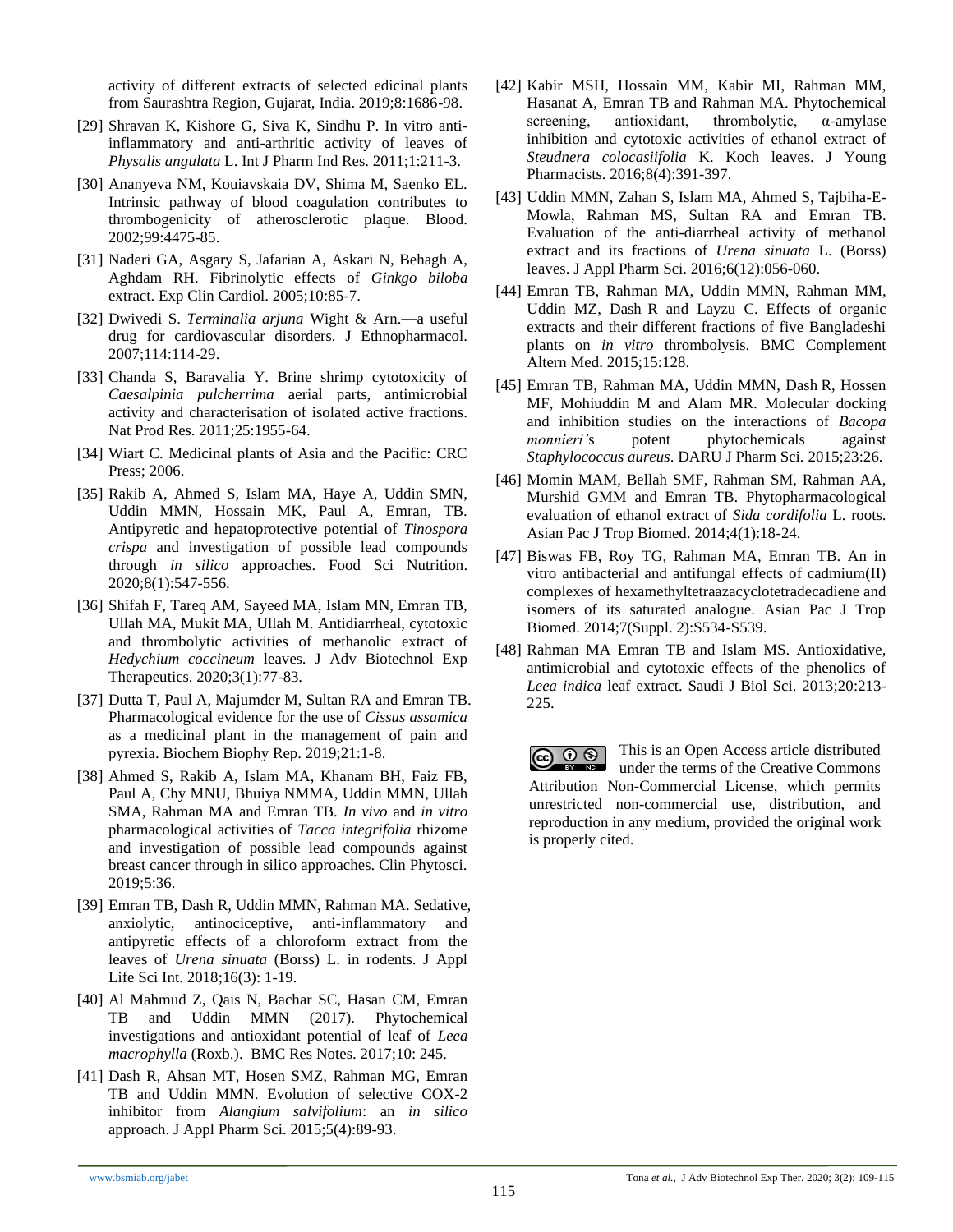activity of different extracts of selected edicinal plants from Saurashtra Region, Gujarat, India. 2019;8:1686-98.

[29] Shravan K, Kishore G, Siva K, Sindhu P. In vitro anti-inflammatory and anti-arthritic activity of leaves of *Physalis angulata* L. Int J Pharm Ind Res. 2011;1:211-3.

[30] Ananyeva NM, Kouiavskaia DV, Shima M, Saenko EL. Intrinsic pathway of blood coagulation contributes to thrombogenicity of atherosclerotic plaque. Blood. 2002;99:4475-85.

[31] Naderi GA, Asgary S, Jafarian A, Askari N, Behagh A, Aghdam RH. Fibrinolytic effects of *Ginkgo biloba* extract. Exp Clin Cardiol. 2005;10:85-7.

[32] Dwivedi S. *Terminalia arjuna* Wight & Arn.—a useful drug for cardiovascular disorders. J Ethnopharmacol. 2007;114:114-29.

[33] Chanda S, Baravalia Y. Brine shrimp cytotoxicity of *Caesalpinia pulcherrima* aerial parts, antimicrobial activity and characterisation of isolated active fractions. Nat Prod Res. 2011;25:1955-64.

[34] Wiart C. Medicinal plants of Asia and the Pacific: CRC Press; 2006.

[35] Rakib A, Ahmed S, Islam MA, Haye A, Uddin SMN, Uddin MMN, Hossain MK, Paul A, Emran, TB. Antipyretic and hepatoprotective potential of *Tinospora crispa* and investigation of possible lead compounds through *in silico* approaches. Food Sci Nutrition. 2020;8(1):547-556.

[36] Shifah F, Tareq AM, Sayeed MA, Islam MN, Emran TB, Ullah MA, Mukit MA, Ullah M. Antidiarrheal, cytotoxic and thrombolytic activities of methanolic extract of *Hedychium coccineum* leaves. J Adv Biotechnol Exp Therapeutics. 2020;3(1):77-83.

[37] Dutta T, Paul A, Majumder M, Sultan RA and Emran TB. Pharmacological evidence for the use of *Cissus assamica* as a medicinal plant in the management of pain and pyrexia. Biochem Biophy Rep. 2019;21:1-8.

[38] Ahmed S, Rakib A, Islam MA, Khanam BH, Faiz FB, Paul A, Chy MNU, Bhuiya NMMA, Uddin MMN, Ullah SMA, Rahman MA and Emran TB. *In vivo* and *in vitro* pharmacological activities of *Tacca integrifolia* rhizome and investigation of possible lead compounds against breast cancer through in silico approaches. Clin Phytosci. 2019;5:36.

[39] Emran TB, Dash R, Uddin MMN, Rahman MA. Sedative, anxiolytic, antinociceptive, anti-inflammatory and antipyretic effects of a chloroform extract from the leaves of *Urena sinuata* (Borss) L. in rodents. J Appl Life Sci Int. 2018;16(3): 1-19.

[40] Al Mahmud Z, Qais N, Bachar SC, Hasan CM, Emran TB and Uddin MMN (2017). Phytochemical investigations and antioxidant potential of leaf of *Leea macrophylla* (Roxb.). BMC Res Notes. 2017;10: 245.

[41] Dash R, Ahsan MT, Hosen SMZ, Rahman MG, Emran TB and Uddin MMN. Evolution of selective COX-2 inhibitor from *Alangium salvifolium*: an *in silico* approach. J Appl Pharm Sci. 2015;5(4):89-93.

[42] Kabir MSH, Hossain MM, Kabir MI, Rahman MM, Hasanat A, Emran TB and Rahman MA. Phytochemical screening, antioxidant, thrombolytic, α-amylase inhibition and cytotoxic activities of ethanol extract of *Steudnera colocasiifolia* K. Koch leaves. J Young Pharmacists. 2016;8(4):391-397.

[43] Uddin MMN, Zahan S, Islam MA, Ahmed S, Tajbiha-E-Mowla, Rahman MS, Sultan RA and Emran TB. Evaluation of the anti-diarrheal activity of methanol extract and its fractions of *Urena sinuata* L. (Borss) leaves. J Appl Pharm Sci. 2016;6(12):056-060.

[44] Emran TB, Rahman MA, Uddin MMN, Rahman MM, Uddin MZ, Dash R and Layzu C. Effects of organic extracts and their different fractions of five Bangladeshi plants on *in vitro* thrombolysis. BMC Complement Altern Med. 2015;15:128.

[45] Emran TB, Rahman MA, Uddin MMN, Dash R, Hossen MF, Mohiuddin M and Alam MR. Molecular docking and inhibition studies on the interactions of *Bacopa monnieri'*s potent phytochemicals against *Staphylococcus aureus*. DARU J Pharm Sci. 2015;23:26.

[46] Momin MAM, Bellah SMF, Rahman SM, Rahman AA, Murshid GMM and Emran TB. Phytopharmacological evaluation of ethanol extract of *Sida cordifolia* L. roots. Asian Pac J Trop Biomed. 2014;4(1):18-24.

[47] Biswas FB, Roy TG, Rahman MA, Emran TB. An in vitro antibacterial and antifungal effects of cadmium(II) complexes of hexamethyltetraazacyclotetradecadiene and isomers of its saturated analogue. Asian Pac J Trop Biomed. 2014;7(Suppl. 2):S534-S539.

[48] Rahman MA Emran TB and Islam MS. Antioxidative, antimicrobial and cytotoxic effects of the phenolics of *Leea indica* leaf extract. Saudi J Biol Sci. 2013;20:213-225.

This is an Open Access article distributed under the terms of the Creative Commons Attribution Non-Commercial License, which permits unrestricted non-commercial use, distribution, and reproduction in any medium, provided the original work is properly cited.